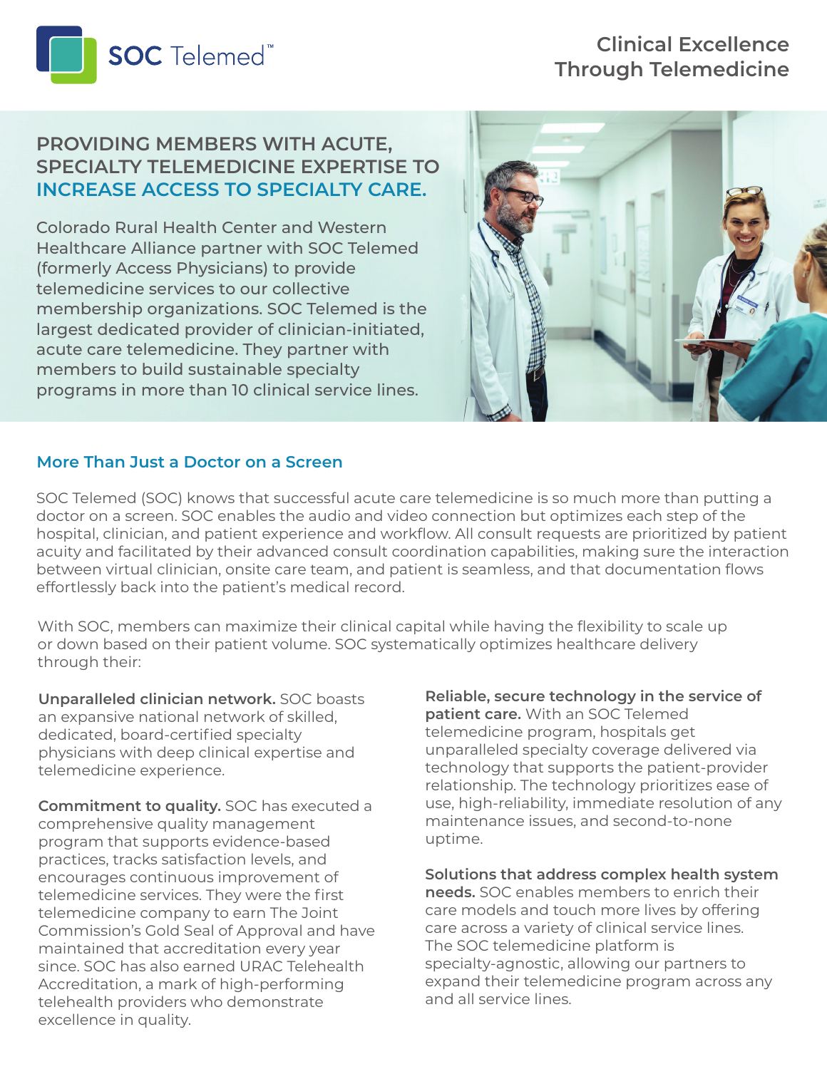SOC Telemed™

# Clinical Excellence Through Telemedicine

## PROVIDING MEMBERS WITH ACUTE, SPECIALTY TELEMEDICINE EXPERTISE TO INCREASE ACCESS TO SPECIALTY CARE.

Colorado Rural Health Center and Western Healthcare Alliance partner with SOC Telemed (formerly Access Physicians) to provide telemedicine services to our collective membership organizations. SOC Telemed is the largest dedicated provider of clinician-initiated, acute care telemedicine. They partner with members to build sustainable specialty programs in more than 10 clinical service lines.

### More Than Just a Doctor on a Screen

SOC Telemed (SOC) knows that successful acute care telemedicine is so much more than putting a doctor on a screen. SOC enables the audio and video connection but optimizes each step of the hospital, clinician, and patient experience and workflow. All consult requests are prioritized by patient acuity and facilitated by their advanced consult coordination capabilities, making sure the interaction between virtual clinician, onsite care team, and patient is seamless, and that documentation flows effortlessly back into the patient's medical record.

With SOC, members can maximize their clinical capital while having the flexibility to scale up or down based on their patient volume. SOC systematically optimizes healthcare delivery through their:

**Unparalleled clinician network.** SOC boasts an expansive national network of skilled, dedicated, board-certified specialty physicians with deep clinical expertise and telemedicine experience.

**Commitment to quality.** SOC has executed a comprehensive quality management program that supports evidence-based practices, tracks satisfaction levels, and encourages continuous improvement of telemedicine services. They were the first telemedicine company to earn The Joint Commission's Gold Seal of Approval and have maintained that accreditation every year since. SOC has also earned URAC Telehealth Accreditation, a mark of high-performing telehealth providers who demonstrate excellence in quality.

**Reliable, secure technology in the service of patient care.** With an SOC Telemed telemedicine program, hospitals get unparalleled specialty coverage delivered via technology that supports the patient-provider relationship. The technology prioritizes ease of use, high-reliability, immediate resolution of any maintenance issues, and second-to-none uptime.

**Solutions that address complex health system needs.** SOC enables members to enrich their care models and touch more lives by offering care across a variety of clinical service lines. The SOC telemedicine platform is specialty-agnostic, allowing our partners to expand their telemedicine program across any and all service lines.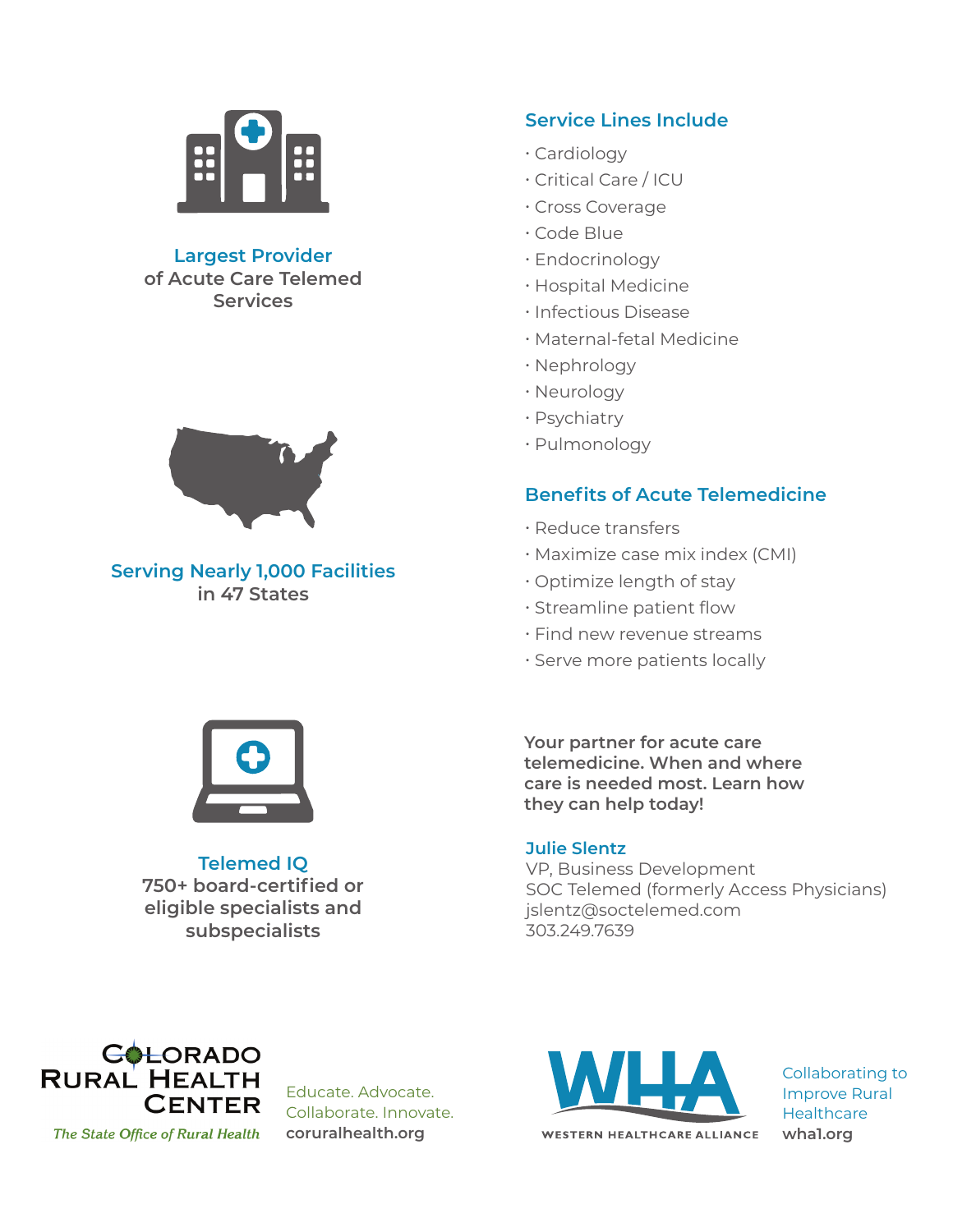**Largest Provider**
of Acute Care Telemed Services

**Serving Nearly 1,000 Facilities**
in 47 States

**Telemed IQ**
750+ board-certified or eligible specialists and subspecialists

## Service Lines Include

- Cardiology
- Critical Care / ICU
- Cross Coverage
- Code Blue
- Endocrinology
- Hospital Medicine
- Infectious Disease
- Maternal-fetal Medicine
- Nephrology
- Neurology
- Psychiatry
- Pulmonology

## Benefits of Acute Telemedicine

- Reduce transfers
- Maximize case mix index (CMI)
- Optimize length of stay
- Streamline patient flow
- Find new revenue streams
- Serve more patients locally

**Your partner for acute care telemedicine. When and where care is needed most. Learn how they can help today!**

**Julie Slentz**
VP, Business Development
SOC Telemed (formerly Access Physicians)
jslentz@soctelemed.com
303.249.7639

COLORADO RURAL HEALTH CENTER
*The State Office of Rural Health*

Educate. Advocate.
Collaborate. Innovate.
coruralhealth.org

WHA
WESTERN HEALTHCARE ALLIANCE

Collaborating to Improve Rural Healthcare
wha1.org